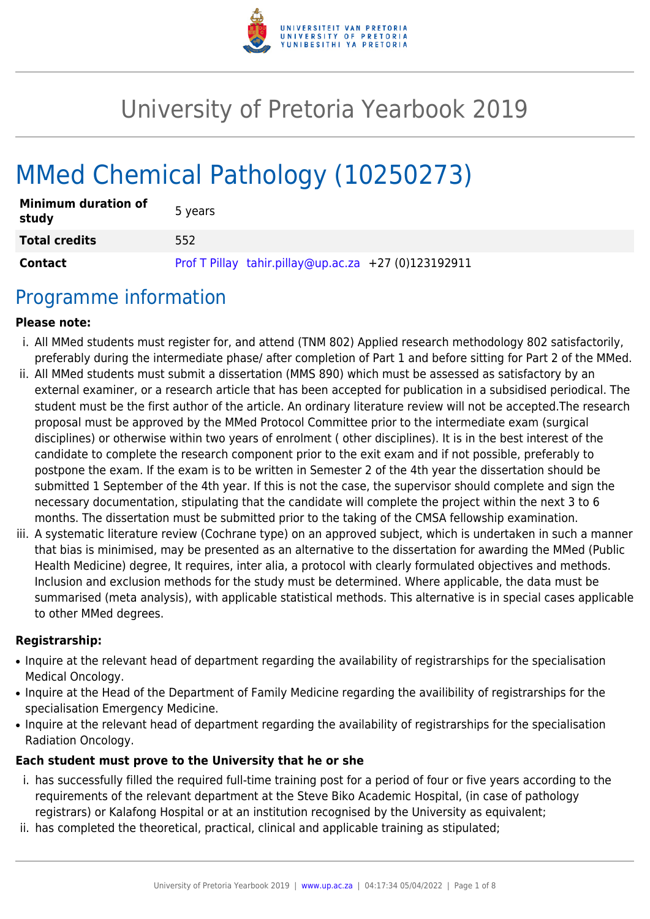# University of Pretoria Yearbook 2019

# MMed Chemical Pathology (10250273)

| | |
|---|---|
| **Minimum duration of study** | 5 years |
| **Total credits** | 552 |
| **Contact** | Prof T Pillay tahir.pillay@up.ac.za +27 (0)123192911 |

## Programme information

**Please note:**

i. All MMed students must register for, and attend (TNM 802) Applied research methodology 802 satisfactorily, preferably during the intermediate phase/ after completion of Part 1 and before sitting for Part 2 of the MMed.

ii. All MMed students must submit a dissertation (MMS 890) which must be assessed as satisfactory by an external examiner, or a research article that has been accepted for publication in a subsidised periodical. The student must be the first author of the article. An ordinary literature review will not be accepted.The research proposal must be approved by the MMed Protocol Committee prior to the intermediate exam (surgical disciplines) or otherwise within two years of enrolment ( other disciplines). It is in the best interest of the candidate to complete the research component prior to the exit exam and if not possible, preferably to postpone the exam. If the exam is to be written in Semester 2 of the 4th year the dissertation should be submitted 1 September of the 4th year. If this is not the case, the supervisor should complete and sign the necessary documentation, stipulating that the candidate will complete the project within the next 3 to 6 months. The dissertation must be submitted prior to the taking of the CMSA fellowship examination.

iii. A systematic literature review (Cochrane type) on an approved subject, which is undertaken in such a manner that bias is minimised, may be presented as an alternative to the dissertation for awarding the MMed (Public Health Medicine) degree, It requires, inter alia, a protocol with clearly formulated objectives and methods. Inclusion and exclusion methods for the study must be determined. Where applicable, the data must be summarised (meta analysis), with applicable statistical methods. This alternative is in special cases applicable to other MMed degrees.

**Registrarship:**

- Inquire at the relevant head of department regarding the availability of registrarships for the specialisation Medical Oncology.
- Inquire at the Head of the Department of Family Medicine regarding the availibility of registrarships for the specialisation Emergency Medicine.
- Inquire at the relevant head of department regarding the availability of registrarships for the specialisation Radiation Oncology.

**Each student must prove to the University that he or she**

i. has successfully filled the required full-time training post for a period of four or five years according to the requirements of the relevant department at the Steve Biko Academic Hospital, (in case of pathology registrars) or Kalafong Hospital or at an institution recognised by the University as equivalent;

ii. has completed the theoretical, practical, clinical and applicable training as stipulated;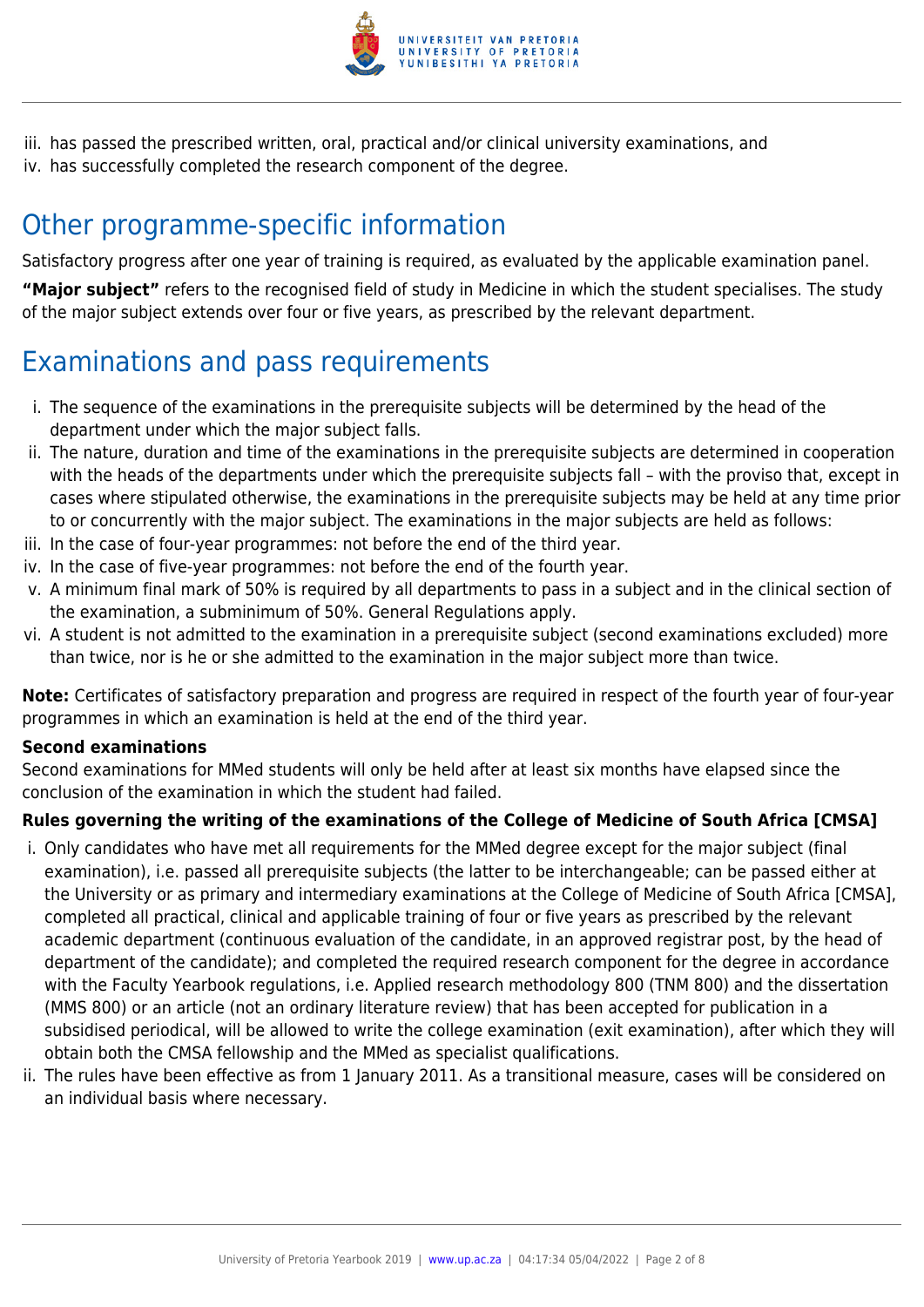iii. has passed the prescribed written, oral, practical and/or clinical university examinations, and
iv. has successfully completed the research component of the degree.

## Other programme-specific information

Satisfactory progress after one year of training is required, as evaluated by the applicable examination panel.

**"Major subject"** refers to the recognised field of study in Medicine in which the student specialises. The study of the major subject extends over four or five years, as prescribed by the relevant department.

## Examinations and pass requirements

i. The sequence of the examinations in the prerequisite subjects will be determined by the head of the department under which the major subject falls.
ii. The nature, duration and time of the examinations in the prerequisite subjects are determined in cooperation with the heads of the departments under which the prerequisite subjects fall – with the proviso that, except in cases where stipulated otherwise, the examinations in the prerequisite subjects may be held at any time prior to or concurrently with the major subject. The examinations in the major subjects are held as follows:
iii. In the case of four-year programmes: not before the end of the third year.
iv. In the case of five-year programmes: not before the end of the fourth year.
v. A minimum final mark of 50% is required by all departments to pass in a subject and in the clinical section of the examination, a subminimum of 50%. General Regulations apply.
vi. A student is not admitted to the examination in a prerequisite subject (second examinations excluded) more than twice, nor is he or she admitted to the examination in the major subject more than twice.

**Note:** Certificates of satisfactory preparation and progress are required in respect of the fourth year of four-year programmes in which an examination is held at the end of the third year.

**Second examinations**
Second examinations for MMed students will only be held after at least six months have elapsed since the conclusion of the examination in which the student had failed.

**Rules governing the writing of the examinations of the College of Medicine of South Africa [CMSA]**

i. Only candidates who have met all requirements for the MMed degree except for the major subject (final examination), i.e. passed all prerequisite subjects (the latter to be interchangeable; can be passed either at the University or as primary and intermediary examinations at the College of Medicine of South Africa [CMSA], completed all practical, clinical and applicable training of four or five years as prescribed by the relevant academic department (continuous evaluation of the candidate, in an approved registrar post, by the head of department of the candidate); and completed the required research component for the degree in accordance with the Faculty Yearbook regulations, i.e. Applied research methodology 800 (TNM 800) and the dissertation (MMS 800) or an article (not an ordinary literature review) that has been accepted for publication in a subsidised periodical, will be allowed to write the college examination (exit examination), after which they will obtain both the CMSA fellowship and the MMed as specialist qualifications.
ii. The rules have been effective as from 1 January 2011. As a transitional measure, cases will be considered on an individual basis where necessary.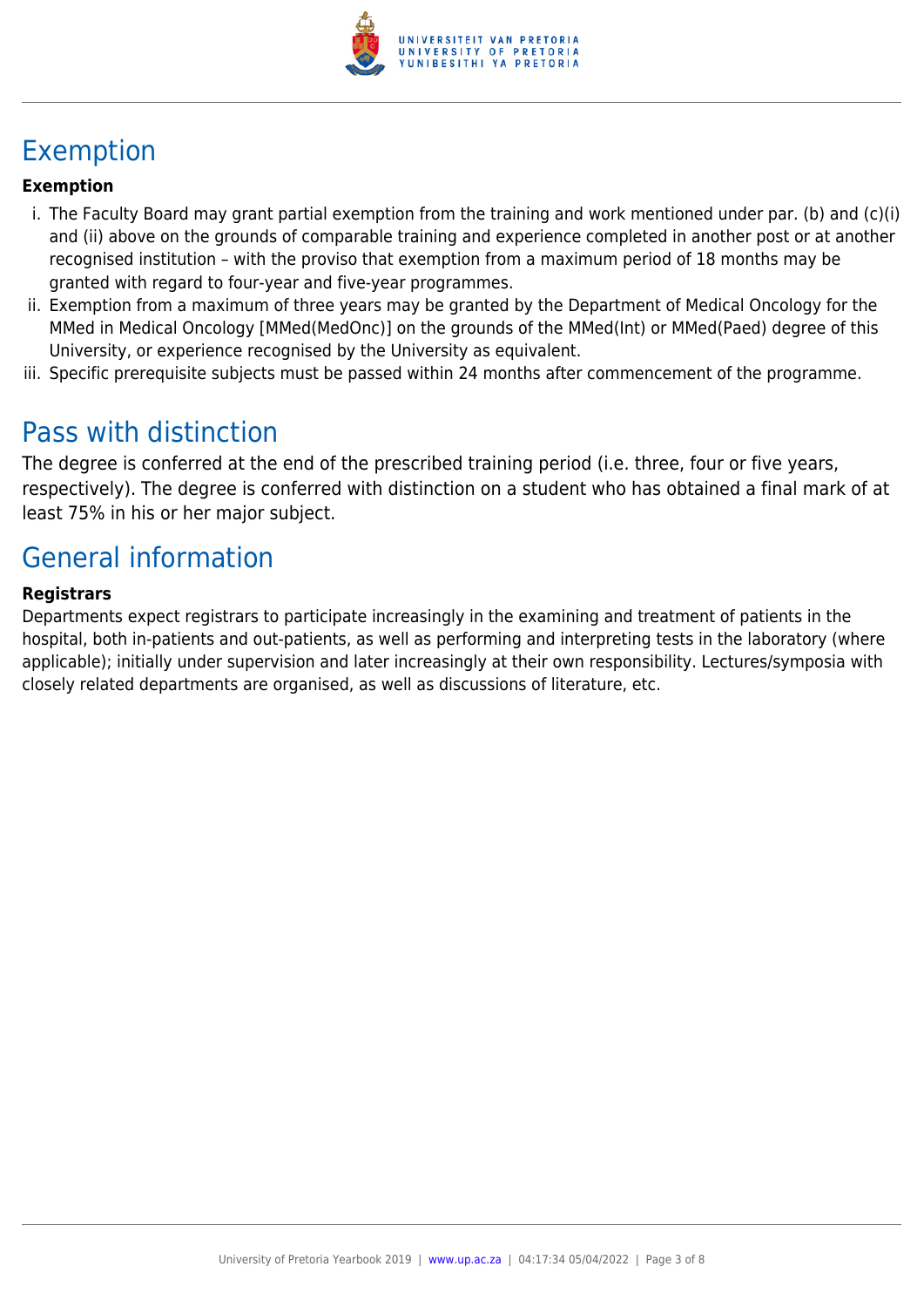## Exemption

**Exemption**

i. The Faculty Board may grant partial exemption from the training and work mentioned under par. (b) and (c)(i) and (ii) above on the grounds of comparable training and experience completed in another post or at another recognised institution – with the proviso that exemption from a maximum period of 18 months may be granted with regard to four-year and five-year programmes.
ii. Exemption from a maximum of three years may be granted by the Department of Medical Oncology for the MMed in Medical Oncology [MMed(MedOnc)] on the grounds of the MMed(Int) or MMed(Paed) degree of this University, or experience recognised by the University as equivalent.
iii. Specific prerequisite subjects must be passed within 24 months after commencement of the programme.

## Pass with distinction

The degree is conferred at the end of the prescribed training period (i.e. three, four or five years, respectively). The degree is conferred with distinction on a student who has obtained a final mark of at least 75% in his or her major subject.

## General information

**Registrars**

Departments expect registrars to participate increasingly in the examining and treatment of patients in the hospital, both in-patients and out-patients, as well as performing and interpreting tests in the laboratory (where applicable); initially under supervision and later increasingly at their own responsibility. Lectures/symposia with closely related departments are organised, as well as discussions of literature, etc.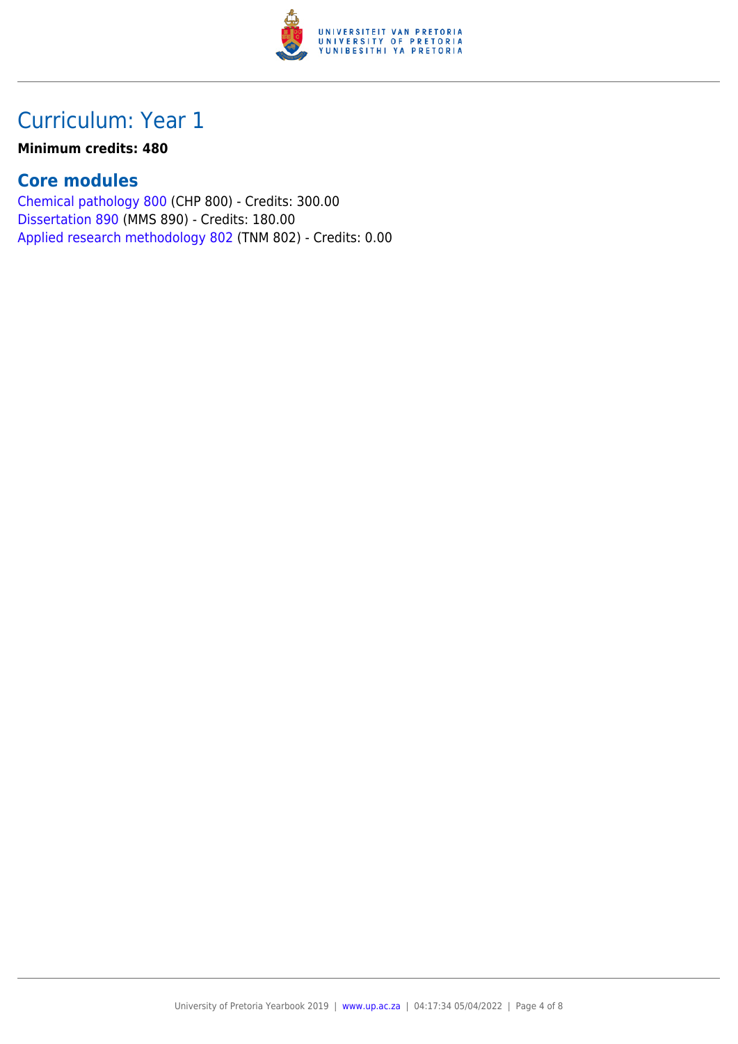# Curriculum: Year 1

**Minimum credits: 480**

## Core modules

Chemical pathology 800 (CHP 800) - Credits: 300.00
Dissertation 890 (MMS 890) - Credits: 180.00
Applied research methodology 802 (TNM 802) - Credits: 0.00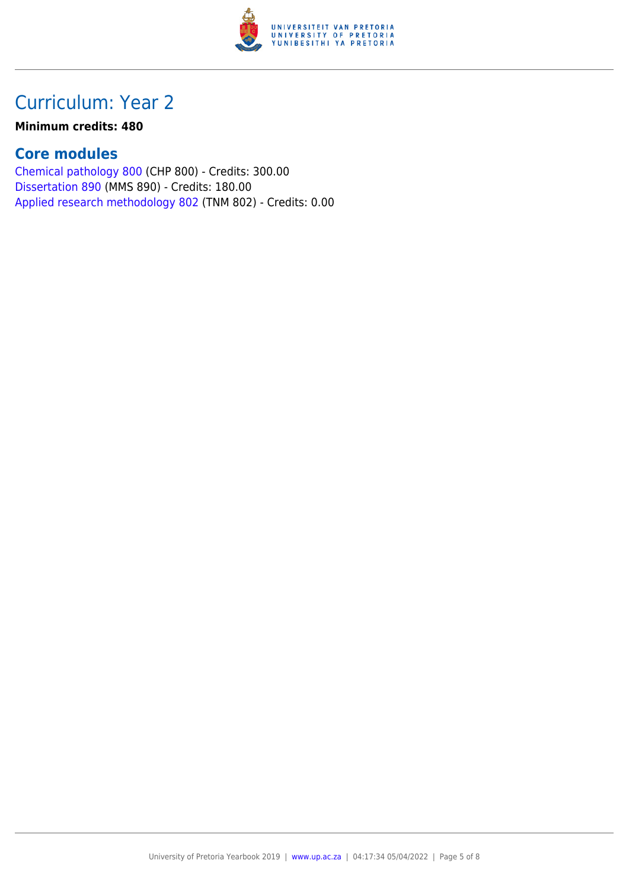# Curriculum: Year 2

**Minimum credits: 480**

## Core modules

Chemical pathology 800 (CHP 800) - Credits: 300.00
Dissertation 890 (MMS 890) - Credits: 180.00
Applied research methodology 802 (TNM 802) - Credits: 0.00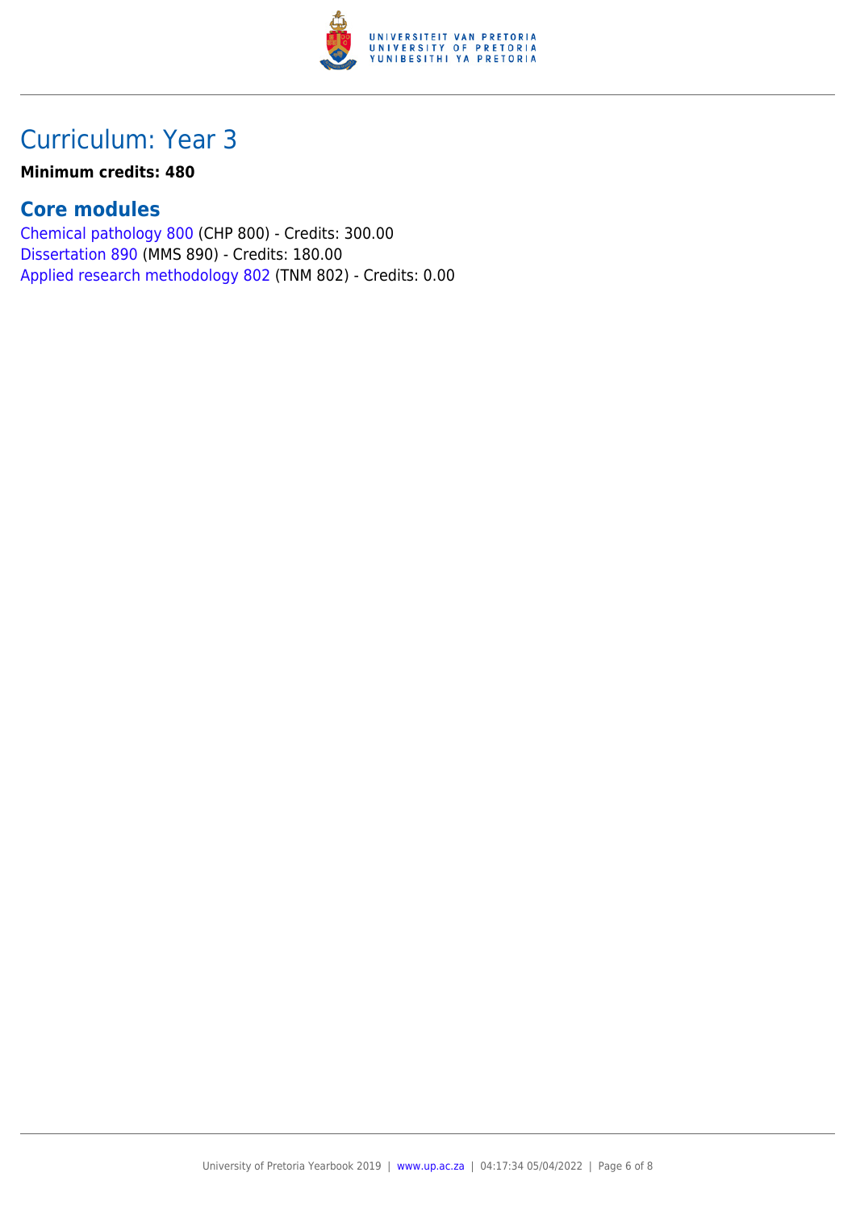# Curriculum: Year 3

**Minimum credits: 480**

## Core modules

Chemical pathology 800 (CHP 800) - Credits: 300.00
Dissertation 890 (MMS 890) - Credits: 180.00
Applied research methodology 802 (TNM 802) - Credits: 0.00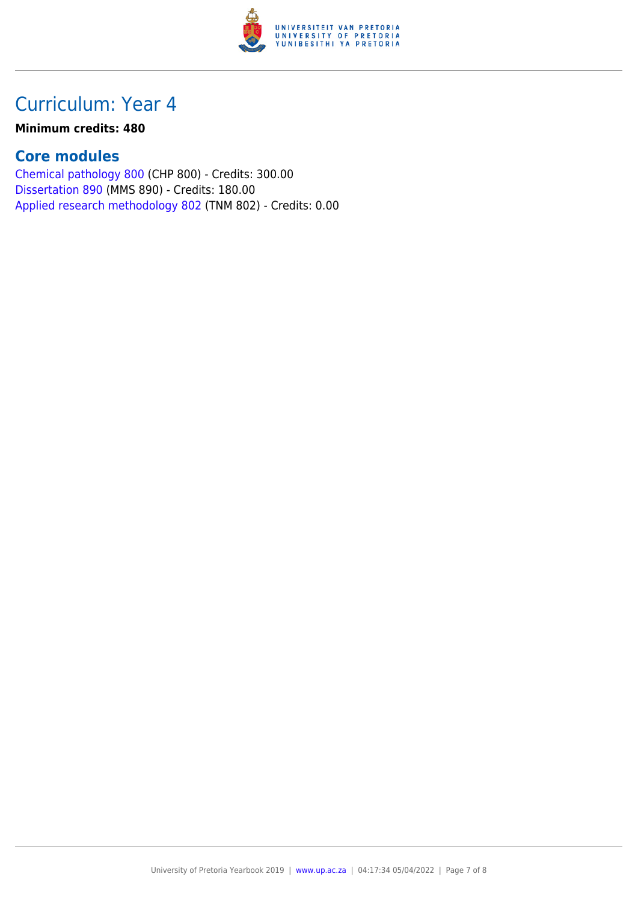## Curriculum: Year 4

**Minimum credits: 480**

### Core modules

Chemical pathology 800 (CHP 800) - Credits: 300.00
Dissertation 890 (MMS 890) - Credits: 180.00
Applied research methodology 802 (TNM 802) - Credits: 0.00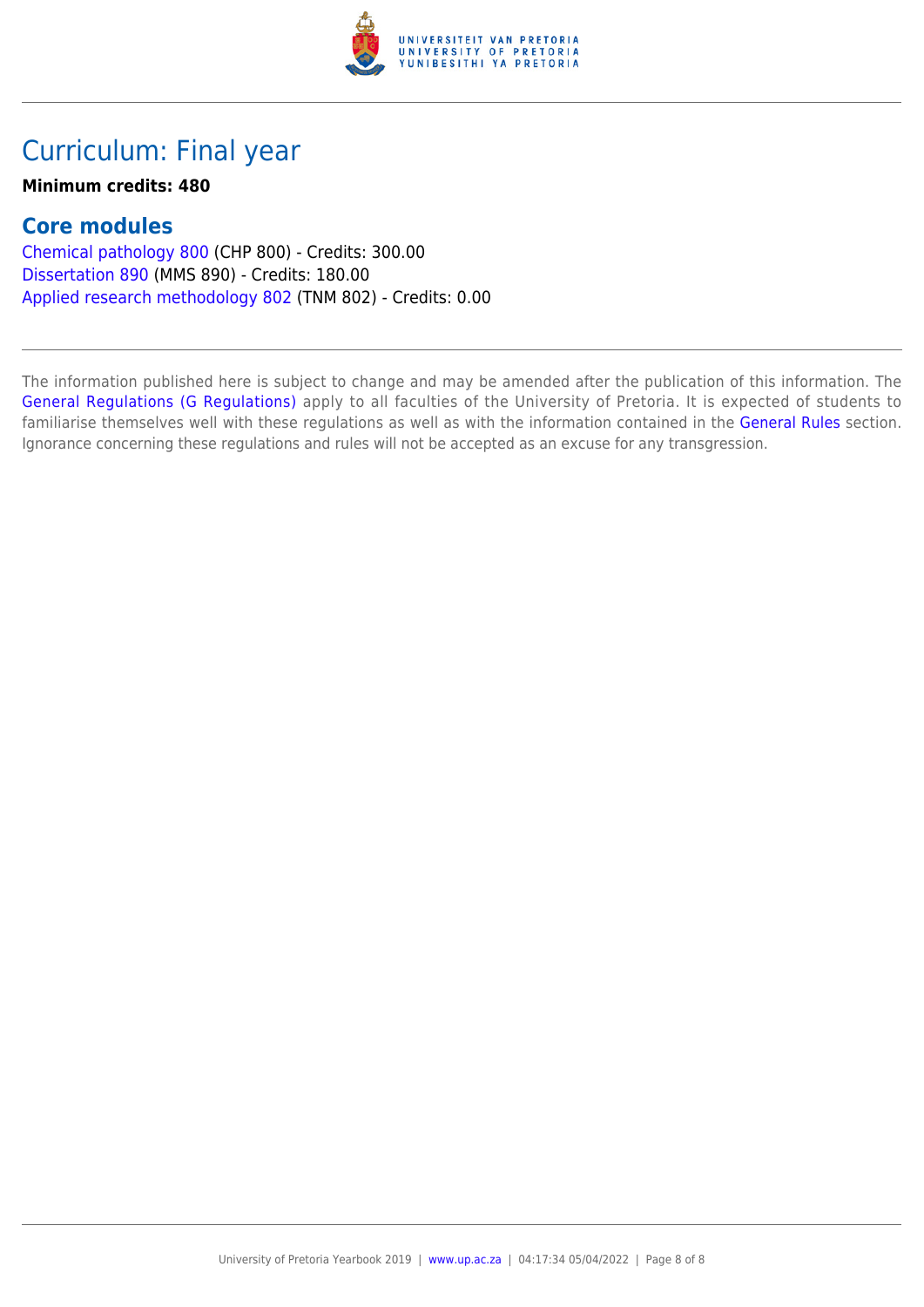## Curriculum: Final year

**Minimum credits: 480**

### Core modules

Chemical pathology 800 (CHP 800) - Credits: 300.00
Dissertation 890 (MMS 890) - Credits: 180.00
Applied research methodology 802 (TNM 802) - Credits: 0.00

The information published here is subject to change and may be amended after the publication of this information. The General Regulations (G Regulations) apply to all faculties of the University of Pretoria. It is expected of students to familiarise themselves well with these regulations as well as with the information contained in the General Rules section. Ignorance concerning these regulations and rules will not be accepted as an excuse for any transgression.